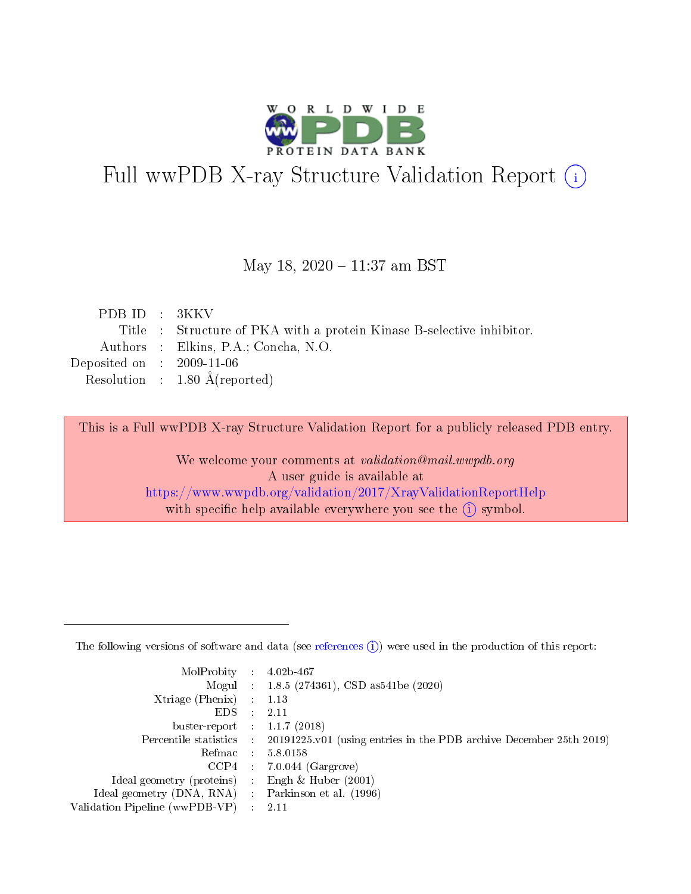# Full wwPDB X-ray Structure Validation Report (i)

May 18, 2020 – 11:37 am BST

| | | |
|---|---|---|
| PDB ID | : | 3KKV |
| Title | : | Structure of PKA with a protein Kinase B-selective inhibitor. |
| Authors | : | Elkins, P.A.; Concha, N.O. |
| Deposited on | : | 2009-11-06 |
| Resolution | : | 1.80 Å(reported) |

This is a Full wwPDB X-ray Structure Validation Report for a publicly released PDB entry.

We welcome your comments at *validation@mail.wwpdb.org*
A user guide is available at
https://www.wwpdb.org/validation/2017/XrayValidationReportHelp
with specific help available everywhere you see the (i) symbol.

---

The following versions of software and data (see references (i)) were used in the production of this report:

| | | |
|---|---|---|
| MolProbity | : | 4.02b-467 |
| Mogul | : | 1.8.5 (274361), CSD as541be (2020) |
| Xtriage (Phenix) | : | 1.13 |
| EDS | : | 2.11 |
| buster-report | : | 1.1.7 (2018) |
| Percentile statistics | : | 20191225.v01 (using entries in the PDB archive December 25th 2019) |
| Refmac | : | 5.8.0158 |
| CCP4 | : | 7.0.044 (Gargrove) |
| Ideal geometry (proteins) | : | Engh & Huber (2001) |
| Ideal geometry (DNA, RNA) | : | Parkinson et al. (1996) |
| Validation Pipeline (wwPDB-VP) | : | 2.11 |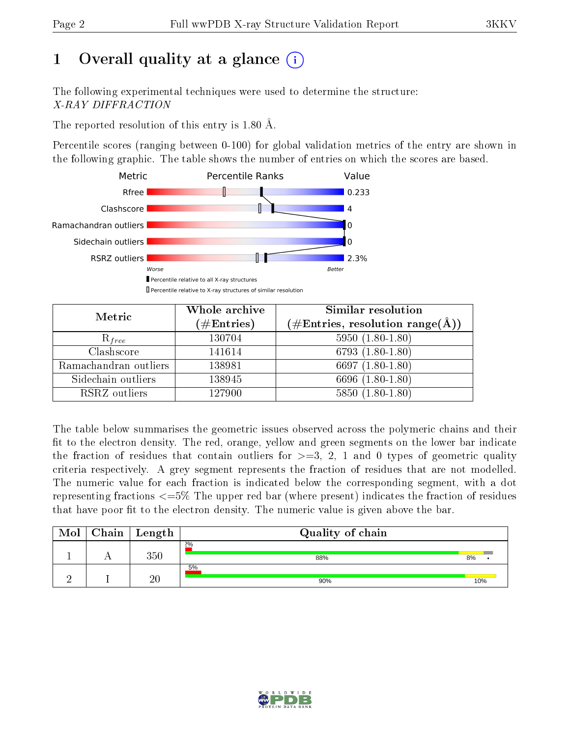# 1 Overall quality at a glance (i)

The following experimental techniques were used to determine the structure:
*X-RAY DIFFRACTION*

The reported resolution of this entry is 1.80 Å.

Percentile scores (ranging between 0-100) for global validation metrics of the entry are shown in the following graphic. The table shows the number of entries on which the scores are based.

| Metric | Value |
|---|---|
| Rfree | 0.233 |
| Clashscore | 4 |
| Ramachandran outliers | 0 |
| Sidechain outliers | 0 |
| RSRZ outliers | 2.3% |

Worse — Better

▮ Percentile relative to all X-ray structures
▯ Percentile relative to X-ray structures of similar resolution

| Metric | Whole archive (#Entries) | Similar resolution (#Entries, resolution range(Å)) |
|---|---|---|
| $R_{free}$ | 130704 | 5950 (1.80-1.80) |
| Clashscore | 141614 | 6793 (1.80-1.80) |
| Ramachandran outliers | 138981 | 6697 (1.80-1.80) |
| Sidechain outliers | 138945 | 6696 (1.80-1.80) |
| RSRZ outliers | 127900 | 5850 (1.80-1.80) |

The table below summarises the geometric issues observed across the polymeric chains and their fit to the electron density. The red, orange, yellow and green segments on the lower bar indicate the fraction of residues that contain outliers for >=3, 2, 1 and 0 types of geometric quality criteria respectively. A grey segment represents the fraction of residues that are not modelled. The numeric value for each fraction is indicated below the corresponding segment, with a dot representing fractions <=5% The upper red bar (where present) indicates the fraction of residues that have poor fit to the electron density. The numeric value is given above the bar.

| Mol | Chain | Length | Quality of chain |
|---|---|---|---|
| 1 | A | 350 | 2% ; 88% , 8% , • |
| 2 | I | 20 | 5% ; 90% , 10% |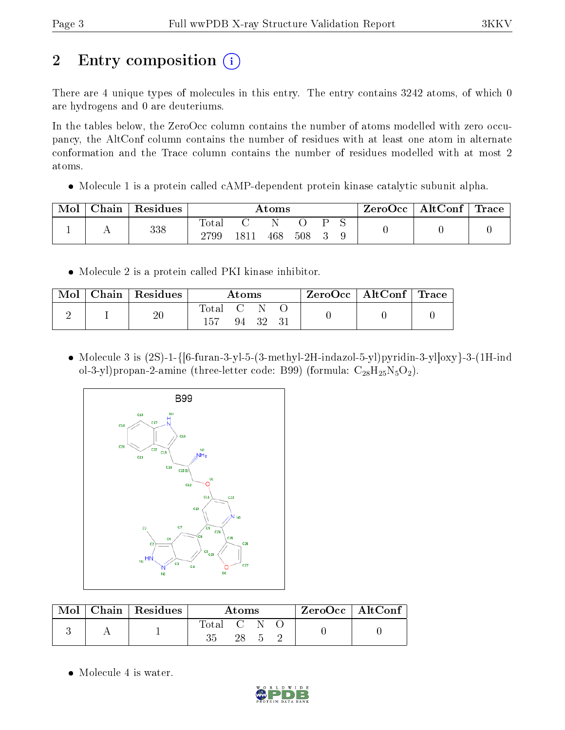# 2 Entry composition

There are 4 unique types of molecules in this entry. The entry contains 3242 atoms, of which 0 are hydrogens and 0 are deuteriums.

In the tables below, the ZeroOcc column contains the number of atoms modelled with zero occupancy, the AltConf column contains the number of residues with at least one atom in alternate conformation and the Trace column contains the number of residues modelled with at most 2 atoms.

- Molecule 1 is a protein called cAMP-dependent protein kinase catalytic subunit alpha.

| Mol | Chain | Residues | Atoms | | | | | | ZeroOcc | AltConf | Trace |
|---|---|---|---|---|---|---|---|---|---|---|---|
| 1 | A | 338 | Total | C | N | O | P | S | 0 | 0 | 0 |
| | | | 2799 | 1811 | 468 | 508 | 3 | 9 | | | |

- Molecule 2 is a protein called PKI kinase inhibitor.

| Mol | Chain | Residues | Atoms | | | | ZeroOcc | AltConf | Trace |
|---|---|---|---|---|---|---|---|---|---|
| 2 | I | 20 | Total | C | N | O | 0 | 0 | 0 |
| | | | 157 | 94 | 32 | 31 | | | |

- Molecule 3 is (2S)-1-{[6-furan-3-yl-5-(3-methyl-2H-indazol-5-yl)pyridin-3-yl]oxy}-3-(1H-indol-3-yl)propan-2-amine (three-letter code: B99) (formula: $C_{28}H_{25}N_5O_2$).

| Mol | Chain | Residues | Atoms | | | | ZeroOcc | AltConf |
|---|---|---|---|---|---|---|---|---|
| 3 | A | 1 | Total | C | N | O | 0 | 0 |
| | | | 35 | 28 | 5 | 2 | | |

- Molecule 4 is water.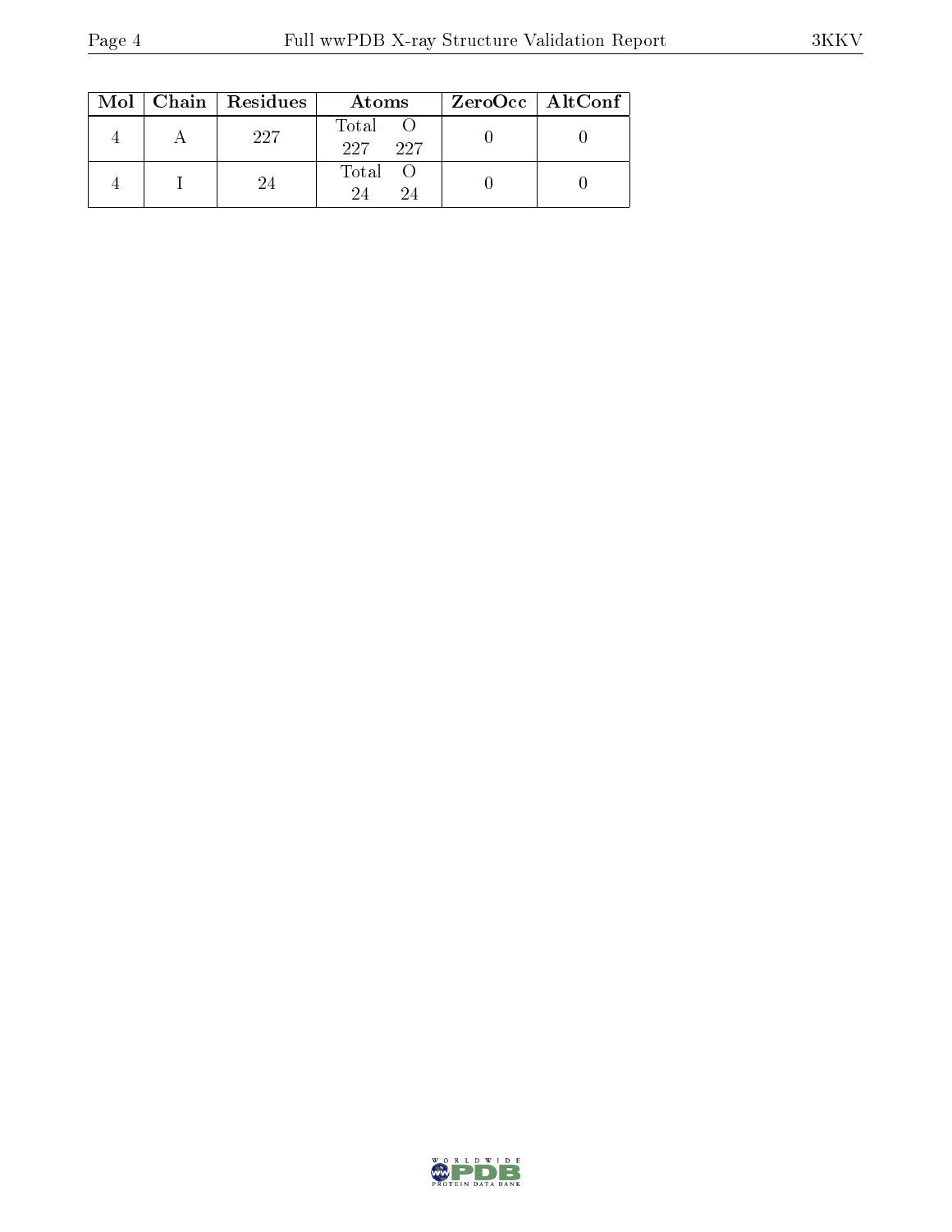| Mol | Chain | Residues | Atoms | | ZeroOcc | AltConf |
|---|---|---|---|---|---|---|
| | | | Total | O | | |
| 4 | A | 227 | 227 | 227 | 0 | 0 |
| 4 | I | 24 | 24 | 24 | 0 | 0 |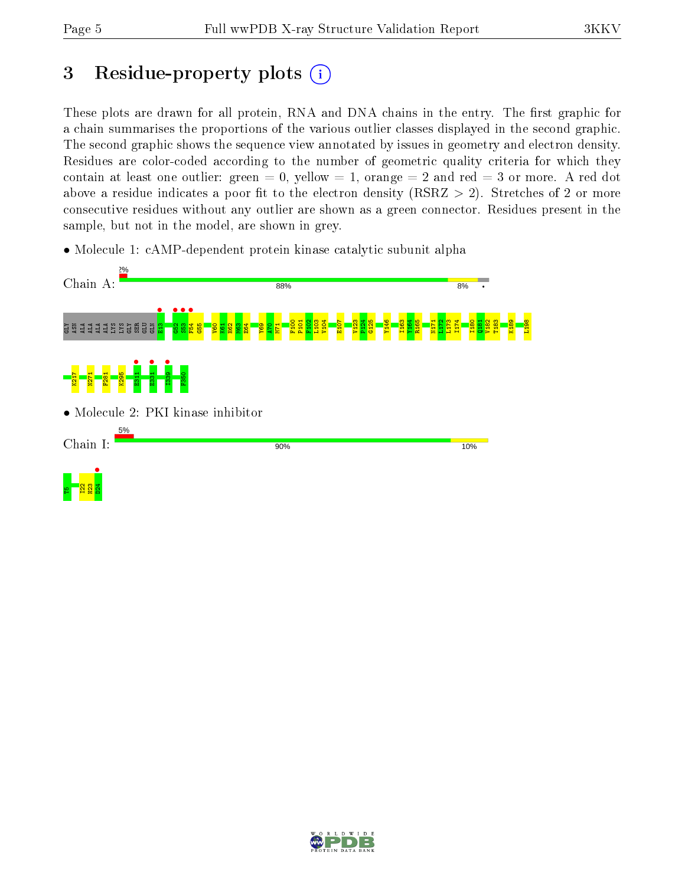# 3 Residue-property plots

These plots are drawn for all protein, RNA and DNA chains in the entry. The first graphic for a chain summarises the proportions of the various outlier classes displayed in the second graphic. The second graphic shows the sequence view annotated by issues in geometry and electron density. Residues are color-coded according to the number of geometric quality criteria for which they contain at least one outlier: green = 0, yellow = 1, orange = 2 and red = 3 or more. A red dot above a residue indicates a poor fit to the electron density (RSRZ > 2). Stretches of 2 or more consecutive residues without any outlier are shown as a green connector. Residues present in the sample, but not in the model, are shown in grey.

- Molecule 1: cAMP-dependent protein kinase catalytic subunit alpha

Chain A: 2% | 88% | 8% | •

GLY ASN ALA ALA ALA ALA LYS LYS GLY SER GLU GLN E13 G52 S53 F54 G55 V60 K61 H62 M63 E64 Y69 A70 M71 F100 P101 F102 L103 V104 E107 V123 P124 G125 Y146 I163 Y164 R165 N171 L172 L173 I174 I180 Q181 V182 T183 K189 L198 K217 N271 F281 K295 E311 E331 I339 F350

- Molecule 2: PKI kinase inhibitor

Chain I: 5% | 90% | 10%

T5 I22 H23 D24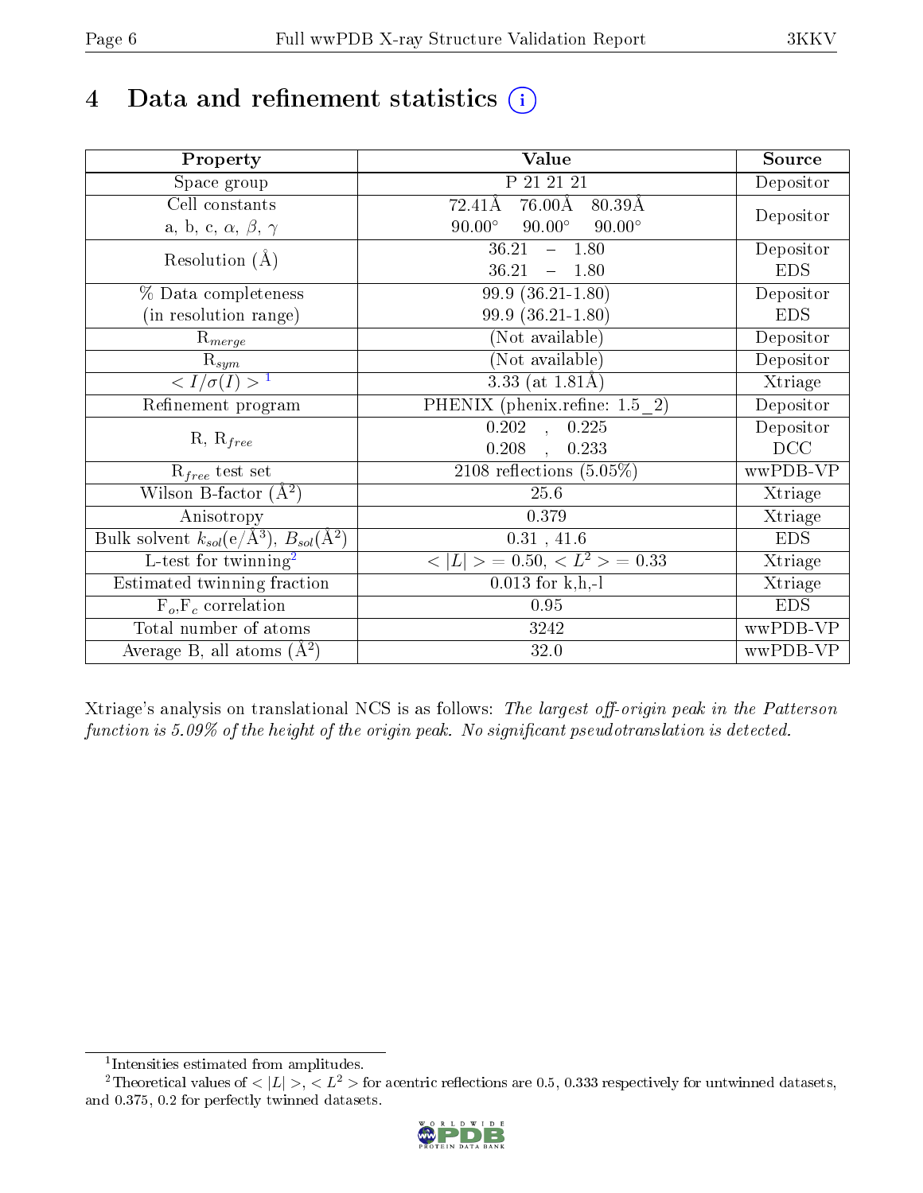# 4 Data and refinement statistics

| Property | Value | Source |
|---|---|---|
| Space group | P 21 21 21 | Depositor |
| Cell constants<br>a, b, c, $\alpha$, $\beta$, $\gamma$ | 72.41Å 76.00Å 80.39Å<br>90.00° 90.00° 90.00° | Depositor |
| Resolution (Å) | 36.21 – 1.80<br>36.21 – 1.80 | Depositor<br>EDS |
| % Data completeness<br>(in resolution range) | 99.9 (36.21-1.80)<br>99.9 (36.21-1.80) | Depositor<br>EDS |
| $R_{merge}$ | (Not available) | Depositor |
| $R_{sym}$ | (Not available) | Depositor |
| $< I/\sigma(I) >$ [1] | 3.33 (at 1.81Å) | Xtriage |
| Refinement program | PHENIX (phenix.refine: 1.5_2) | Depositor |
| R, $R_{free}$ | 0.202 , 0.225<br>0.208 , 0.233 | Depositor<br>DCC |
| $R_{free}$ test set | 2108 reflections (5.05%) | wwPDB-VP |
| Wilson B-factor (Å$^2$) | 25.6 | Xtriage |
| Anisotropy | 0.379 | Xtriage |
| Bulk solvent $k_{sol}$(e/Å$^3$), $B_{sol}$(Å$^2$) | 0.31 , 41.6 | EDS |
| L-test for twinning[2] | $< \|L\| > = 0.50$, $< L^2 > = 0.33$ | Xtriage |
| Estimated twinning fraction | 0.013 for k,h,-l | Xtriage |
| $F_o$,$F_c$ correlation | 0.95 | EDS |
| Total number of atoms | 3242 | wwPDB-VP |
| Average B, all atoms (Å$^2$) | 32.0 | wwPDB-VP |

Xtriage's analysis on translational NCS is as follows: *The largest off-origin peak in the Patterson function is 5.09% of the height of the origin peak. No significant pseudotranslation is detected.*

[1] Intensities estimated from amplitudes.

[2] Theoretical values of $< |L| >$, $< L^2 >$ for acentric reflections are 0.5, 0.333 respectively for untwinned datasets, and 0.375, 0.2 for perfectly twinned datasets.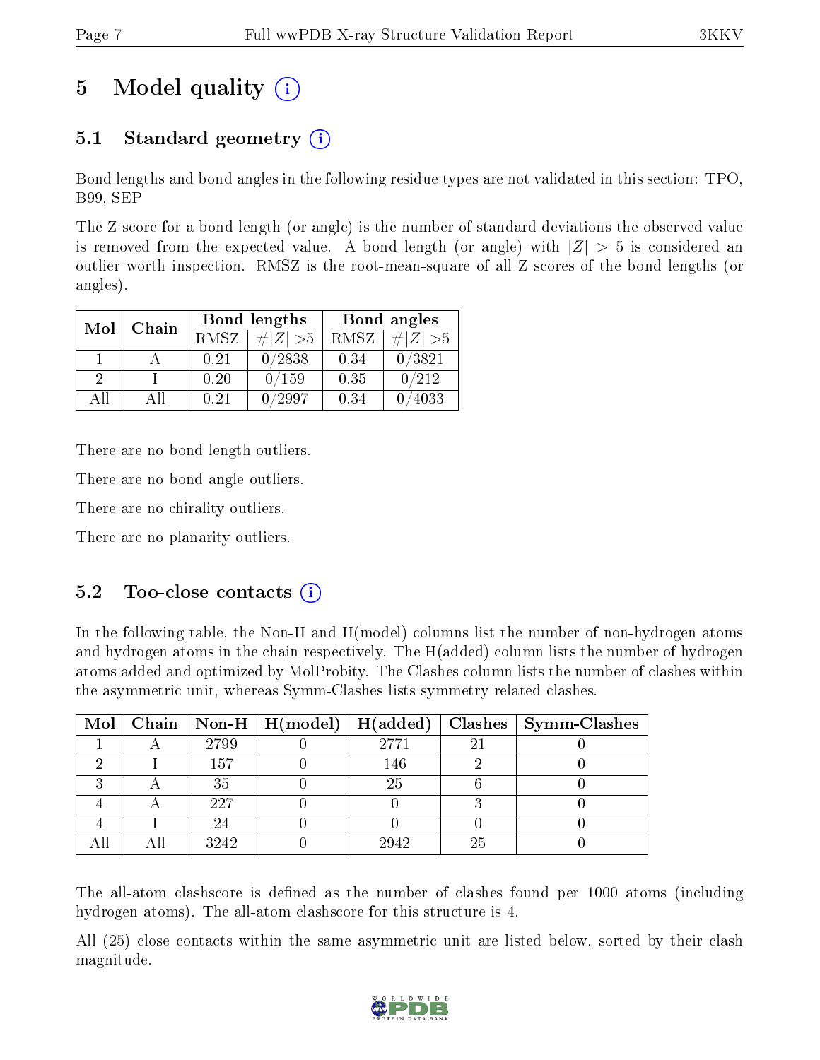# 5 Model quality (i)

## 5.1 Standard geometry (i)

Bond lengths and bond angles in the following residue types are not validated in this section: TPO, B99, SEP

The Z score for a bond length (or angle) is the number of standard deviations the observed value is removed from the expected value. A bond length (or angle) with $|Z| > 5$ is considered an outlier worth inspection. RMSZ is the root-mean-square of all Z scores of the bond lengths (or angles).

| Mol | Chain | Bond lengths | | Bond angles | |
|---|---|---|---|---|---|
| | | RMSZ | #\|Z\| >5 | RMSZ | #\|Z\| >5 |
| 1 | A | 0.21 | 0/2838 | 0.34 | 0/3821 |
| 2 | I | 0.20 | 0/159 | 0.35 | 0/212 |
| All | All | 0.21 | 0/2997 | 0.34 | 0/4033 |

There are no bond length outliers.

There are no bond angle outliers.

There are no chirality outliers.

There are no planarity outliers.

## 5.2 Too-close contacts (i)

In the following table, the Non-H and H(model) columns list the number of non-hydrogen atoms and hydrogen atoms in the chain respectively. The H(added) column lists the number of hydrogen atoms added and optimized by MolProbity. The Clashes column lists the number of clashes within the asymmetric unit, whereas Symm-Clashes lists symmetry related clashes.

| Mol | Chain | Non-H | H(model) | H(added) | Clashes | Symm-Clashes |
|---|---|---|---|---|---|---|
| 1 | A | 2799 | 0 | 2771 | 21 | 0 |
| 2 | I | 157 | 0 | 146 | 2 | 0 |
| 3 | A | 35 | 0 | 25 | 6 | 0 |
| 4 | A | 227 | 0 | 0 | 3 | 0 |
| 4 | I | 24 | 0 | 0 | 0 | 0 |
| All | All | 3242 | 0 | 2942 | 25 | 0 |

The all-atom clashscore is defined as the number of clashes found per 1000 atoms (including hydrogen atoms). The all-atom clashscore for this structure is 4.

All (25) close contacts within the same asymmetric unit are listed below, sorted by their clash magnitude.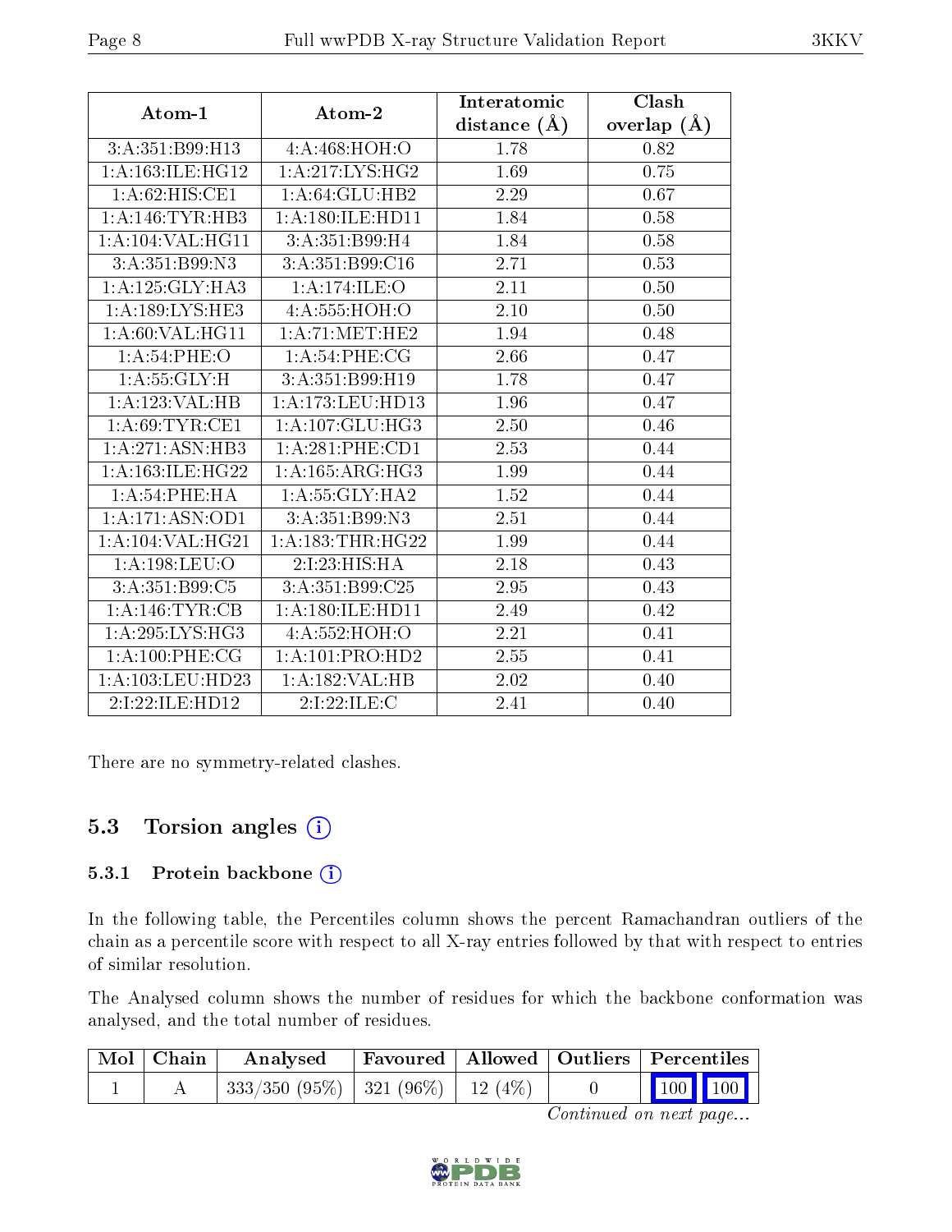| Atom-1 | Atom-2 | Interatomic distance (Å) | Clash overlap (Å) |
|---|---|---|---|
| 3:A:351:B99:H13 | 4:A:468:HOH:O | 1.78 | 0.82 |
| 1:A:163:ILE:HG12 | 1:A:217:LYS:HG2 | 1.69 | 0.75 |
| 1:A:62:HIS:CE1 | 1:A:64:GLU:HB2 | 2.29 | 0.67 |
| 1:A:146:TYR:HB3 | 1:A:180:ILE:HD11 | 1.84 | 0.58 |
| 1:A:104:VAL:HG11 | 3:A:351:B99:H4 | 1.84 | 0.58 |
| 3:A:351:B99:N3 | 3:A:351:B99:C16 | 2.71 | 0.53 |
| 1:A:125:GLY:HA3 | 1:A:174:ILE:O | 2.11 | 0.50 |
| 1:A:189:LYS:HE3 | 4:A:555:HOH:O | 2.10 | 0.50 |
| 1:A:60:VAL:HG11 | 1:A:71:MET:HE2 | 1.94 | 0.48 |
| 1:A:54:PHE:O | 1:A:54:PHE:CG | 2.66 | 0.47 |
| 1:A:55:GLY:H | 3:A:351:B99:H19 | 1.78 | 0.47 |
| 1:A:123:VAL:HB | 1:A:173:LEU:HD13 | 1.96 | 0.47 |
| 1:A:69:TYR:CE1 | 1:A:107:GLU:HG3 | 2.50 | 0.46 |
| 1:A:271:ASN:HB3 | 1:A:281:PHE:CD1 | 2.53 | 0.44 |
| 1:A:163:ILE:HG22 | 1:A:165:ARG:HG3 | 1.99 | 0.44 |
| 1:A:54:PHE:HA | 1:A:55:GLY:HA2 | 1.52 | 0.44 |
| 1:A:171:ASN:OD1 | 3:A:351:B99:N3 | 2.51 | 0.44 |
| 1:A:104:VAL:HG21 | 1:A:183:THR:HG22 | 1.99 | 0.44 |
| 1:A:198:LEU:O | 2:I:23:HIS:HA | 2.18 | 0.43 |
| 3:A:351:B99:C5 | 3:A:351:B99:C25 | 2.95 | 0.43 |
| 1:A:146:TYR:CB | 1:A:180:ILE:HD11 | 2.49 | 0.42 |
| 1:A:295:LYS:HG3 | 4:A:552:HOH:O | 2.21 | 0.41 |
| 1:A:100:PHE:CG | 1:A:101:PRO:HD2 | 2.55 | 0.41 |
| 1:A:103:LEU:HD23 | 1:A:182:VAL:HB | 2.02 | 0.40 |
| 2:I:22:ILE:HD12 | 2:I:22:ILE:C | 2.41 | 0.40 |

There are no symmetry-related clashes.

## 5.3 Torsion angles

### 5.3.1 Protein backbone

In the following table, the Percentiles column shows the percent Ramachandran outliers of the chain as a percentile score with respect to all X-ray entries followed by that with respect to entries of similar resolution.

The Analysed column shows the number of residues for which the backbone conformation was analysed, and the total number of residues.

| Mol | Chain | Analysed | Favoured | Allowed | Outliers | Percentiles |
|---|---|---|---|---|---|---|
| 1 | A | 333/350 (95%) | 321 (96%) | 12 (4%) | 0 | 100 100 |

*Continued on next page...*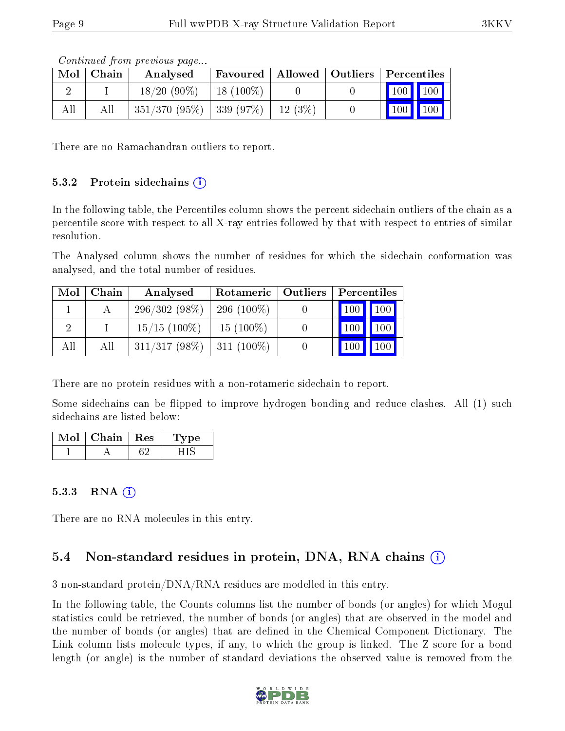*Continued from previous page...*

| Mol | Chain | Analysed | Favoured | Allowed | Outliers | Percentiles | |
|---|---|---|---|---|---|---|---|
| 2 | I | 18/20 (90%) | 18 (100%) | 0 | 0 | 100 | 100 |
| All | All | 351/370 (95%) | 339 (97%) | 12 (3%) | 0 | 100 | 100 |

There are no Ramachandran outliers to report.

### 5.3.2 Protein sidechains

In the following table, the Percentiles column shows the percent sidechain outliers of the chain as a percentile score with respect to all X-ray entries followed by that with respect to entries of similar resolution.

The Analysed column shows the number of residues for which the sidechain conformation was analysed, and the total number of residues.

| Mol | Chain | Analysed | Rotameric | Outliers | Percentiles | |
|---|---|---|---|---|---|---|
| 1 | A | 296/302 (98%) | 296 (100%) | 0 | 100 | 100 |
| 2 | I | 15/15 (100%) | 15 (100%) | 0 | 100 | 100 |
| All | All | 311/317 (98%) | 311 (100%) | 0 | 100 | 100 |

There are no protein residues with a non-rotameric sidechain to report.

Some sidechains can be flipped to improve hydrogen bonding and reduce clashes. All (1) such sidechains are listed below:

| Mol | Chain | Res | Type |
|---|---|---|---|
| 1 | A | 62 | HIS |

### 5.3.3 RNA

There are no RNA molecules in this entry.

## 5.4 Non-standard residues in protein, DNA, RNA chains

3 non-standard protein/DNA/RNA residues are modelled in this entry.

In the following table, the Counts columns list the number of bonds (or angles) for which Mogul statistics could be retrieved, the number of bonds (or angles) that are observed in the model and the number of bonds (or angles) that are defined in the Chemical Component Dictionary. The Link column lists molecule types, if any, to which the group is linked. The Z score for a bond length (or angle) is the number of standard deviations the observed value is removed from the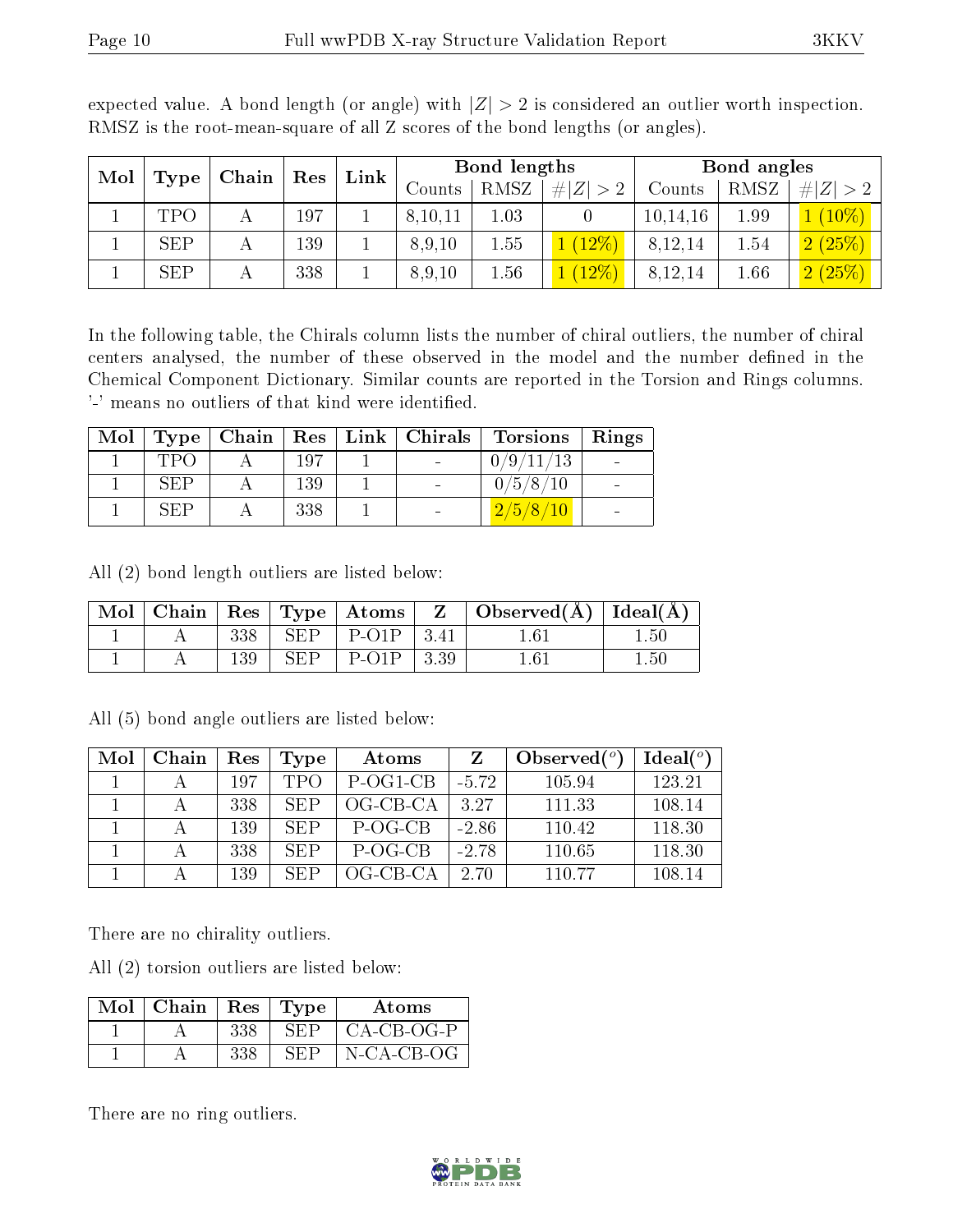expected value. A bond length (or angle) with $|Z| > 2$ is considered an outlier worth inspection. RMSZ is the root-mean-square of all Z scores of the bond lengths (or angles).

| Mol | Type | Chain | Res | Link | Bond lengths | | | Bond angles | | |
|---|---|---|---|---|---|---|---|---|---|---|
| | | | | | Counts | RMSZ | $\#\|Z\|>2$ | Counts | RMSZ | $\#\|Z\|>2$ |
| 1 | TPO | A | 197 | 1 | 8,10,11 | 1.03 | 0 | 10,14,16 | 1.99 | 1 (10%) |
| 1 | SEP | A | 139 | 1 | 8,9,10 | 1.55 | 1 (12%) | 8,12,14 | 1.54 | 2 (25%) |
| 1 | SEP | A | 338 | 1 | 8,9,10 | 1.56 | 1 (12%) | 8,12,14 | 1.66 | 2 (25%) |

In the following table, the Chirals column lists the number of chiral outliers, the number of chiral centers analysed, the number of these observed in the model and the number defined in the Chemical Component Dictionary. Similar counts are reported in the Torsion and Rings columns. '-' means no outliers of that kind were identified.

| Mol | Type | Chain | Res | Link | Chirals | Torsions | Rings |
|---|---|---|---|---|---|---|---|
| 1 | TPO | A | 197 | 1 | - | 0/9/11/13 | - |
| 1 | SEP | A | 139 | 1 | - | 0/5/8/10 | - |
| 1 | SEP | A | 338 | 1 | - | 2/5/8/10 | - |

All (2) bond length outliers are listed below:

| Mol | Chain | Res | Type | Atoms | Z | Observed(Å) | Ideal(Å) |
|---|---|---|---|---|---|---|---|
| 1 | A | 338 | SEP | P-O1P | 3.41 | 1.61 | 1.50 |
| 1 | A | 139 | SEP | P-O1P | 3.39 | 1.61 | 1.50 |

All (5) bond angle outliers are listed below:

| Mol | Chain | Res | Type | Atoms | Z | Observed($^o$) | Ideal($^o$) |
|---|---|---|---|---|---|---|---|
| 1 | A | 197 | TPO | P-OG1-CB | -5.72 | 105.94 | 123.21 |
| 1 | A | 338 | SEP | OG-CB-CA | 3.27 | 111.33 | 108.14 |
| 1 | A | 139 | SEP | P-OG-CB | -2.86 | 110.42 | 118.30 |
| 1 | A | 338 | SEP | P-OG-CB | -2.78 | 110.65 | 118.30 |
| 1 | A | 139 | SEP | OG-CB-CA | 2.70 | 110.77 | 108.14 |

There are no chirality outliers.

All (2) torsion outliers are listed below:

| Mol | Chain | Res | Type | Atoms |
|---|---|---|---|---|
| 1 | A | 338 | SEP | CA-CB-OG-P |
| 1 | A | 338 | SEP | N-CA-CB-OG |

There are no ring outliers.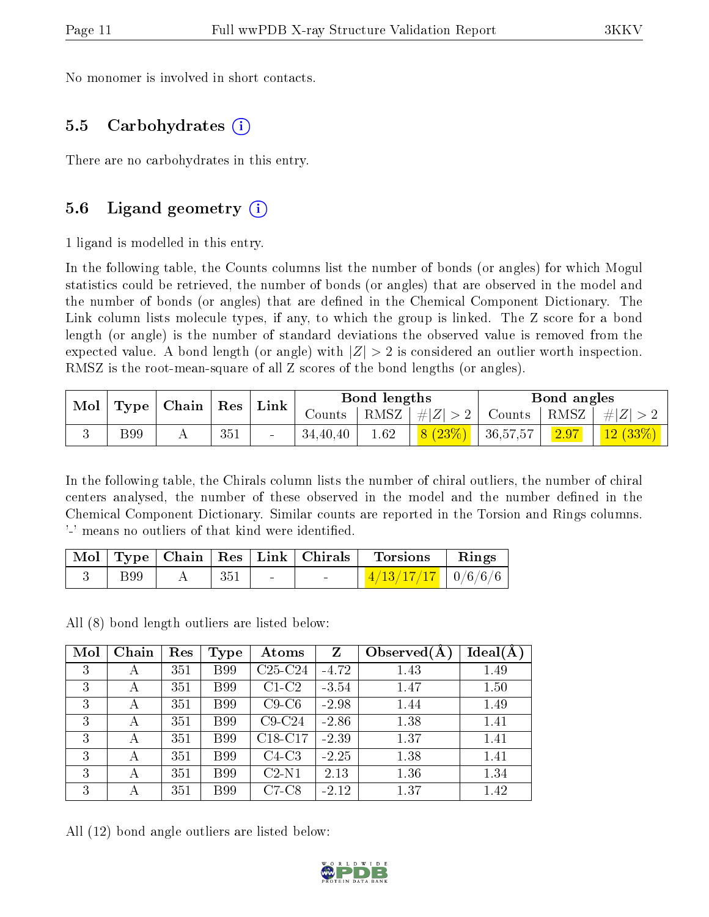No monomer is involved in short contacts.

### 5.5 Carbohydrates (i)

There are no carbohydrates in this entry.

### 5.6 Ligand geometry (i)

1 ligand is modelled in this entry.

In the following table, the Counts columns list the number of bonds (or angles) for which Mogul statistics could be retrieved, the number of bonds (or angles) that are observed in the model and the number of bonds (or angles) that are defined in the Chemical Component Dictionary. The Link column lists molecule types, if any, to which the group is linked. The Z score for a bond length (or angle) is the number of standard deviations the observed value is removed from the expected value. A bond length (or angle) with $|Z| > 2$ is considered an outlier worth inspection. RMSZ is the root-mean-square of all Z scores of the bond lengths (or angles).

| Mol | Type | Chain | Res | Link | Bond lengths | | | Bond angles | | |
|---|---|---|---|---|---|---|---|---|---|---|
| | | | | | Counts | RMSZ | $\#\|Z\| > 2$ | Counts | RMSZ | $\#\|Z\| > 2$ |
| 3 | B99 | A | 351 | - | 34,40,40 | 1.62 | 8 (23%) | 36,57,57 | 2.97 | 12 (33%) |

In the following table, the Chirals column lists the number of chiral outliers, the number of chiral centers analysed, the number of these observed in the model and the number defined in the Chemical Component Dictionary. Similar counts are reported in the Torsion and Rings columns. '-' means no outliers of that kind were identified.

| Mol | Type | Chain | Res | Link | Chirals | Torsions | Rings |
|---|---|---|---|---|---|---|---|
| 3 | B99 | A | 351 | - | - | 4/13/17/17 | 0/6/6/6 |

All (8) bond length outliers are listed below:

| Mol | Chain | Res | Type | Atoms | Z | Observed(Å) | Ideal(Å) |
|---|---|---|---|---|---|---|---|
| 3 | A | 351 | B99 | C25-C24 | -4.72 | 1.43 | 1.49 |
| 3 | A | 351 | B99 | C1-C2 | -3.54 | 1.47 | 1.50 |
| 3 | A | 351 | B99 | C9-C6 | -2.98 | 1.44 | 1.49 |
| 3 | A | 351 | B99 | C9-C24 | -2.86 | 1.38 | 1.41 |
| 3 | A | 351 | B99 | C18-C17 | -2.39 | 1.37 | 1.41 |
| 3 | A | 351 | B99 | C4-C3 | -2.25 | 1.38 | 1.41 |
| 3 | A | 351 | B99 | C2-N1 | 2.13 | 1.36 | 1.34 |
| 3 | A | 351 | B99 | C7-C8 | -2.12 | 1.37 | 1.42 |

All (12) bond angle outliers are listed below: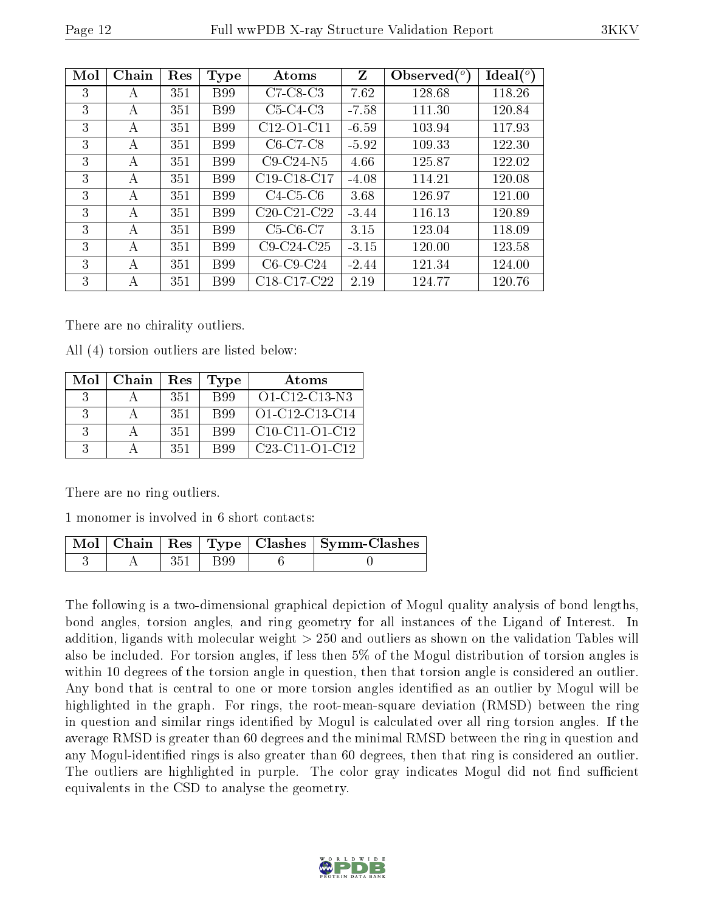| Mol | Chain | Res | Type | Atoms | Z | Observed(°) | Ideal(°) |
|---|---|---|---|---|---|---|---|
| 3 | A | 351 | B99 | C7-C8-C3 | 7.62 | 128.68 | 118.26 |
| 3 | A | 351 | B99 | C5-C4-C3 | -7.58 | 111.30 | 120.84 |
| 3 | A | 351 | B99 | C12-O1-C11 | -6.59 | 103.94 | 117.93 |
| 3 | A | 351 | B99 | C6-C7-C8 | -5.92 | 109.33 | 122.30 |
| 3 | A | 351 | B99 | C9-C24-N5 | 4.66 | 125.87 | 122.02 |
| 3 | A | 351 | B99 | C19-C18-C17 | -4.08 | 114.21 | 120.08 |
| 3 | A | 351 | B99 | C4-C5-C6 | 3.68 | 126.97 | 121.00 |
| 3 | A | 351 | B99 | C20-C21-C22 | -3.44 | 116.13 | 120.89 |
| 3 | A | 351 | B99 | C5-C6-C7 | 3.15 | 123.04 | 118.09 |
| 3 | A | 351 | B99 | C9-C24-C25 | -3.15 | 120.00 | 123.58 |
| 3 | A | 351 | B99 | C6-C9-C24 | -2.44 | 121.34 | 124.00 |
| 3 | A | 351 | B99 | C18-C17-C22 | 2.19 | 124.77 | 120.76 |

There are no chirality outliers.

All (4) torsion outliers are listed below:

| Mol | Chain | Res | Type | Atoms |
|---|---|---|---|---|
| 3 | A | 351 | B99 | O1-C12-C13-N3 |
| 3 | A | 351 | B99 | O1-C12-C13-C14 |
| 3 | A | 351 | B99 | C10-C11-O1-C12 |
| 3 | A | 351 | B99 | C23-C11-O1-C12 |

There are no ring outliers.

1 monomer is involved in 6 short contacts:

| Mol | Chain | Res | Type | Clashes | Symm-Clashes |
|---|---|---|---|---|---|
| 3 | A | 351 | B99 | 6 | 0 |

The following is a two-dimensional graphical depiction of Mogul quality analysis of bond lengths, bond angles, torsion angles, and ring geometry for all instances of the Ligand of Interest. In addition, ligands with molecular weight > 250 and outliers as shown on the validation Tables will also be included. For torsion angles, if less then 5% of the Mogul distribution of torsion angles is within 10 degrees of the torsion angle in question, then that torsion angle is considered an outlier. Any bond that is central to one or more torsion angles identified as an outlier by Mogul will be highlighted in the graph. For rings, the root-mean-square deviation (RMSD) between the ring in question and similar rings identified by Mogul is calculated over all ring torsion angles. If the average RMSD is greater than 60 degrees and the minimal RMSD between the ring in question and any Mogul-identified rings is also greater than 60 degrees, then that ring is considered an outlier. The outliers are highlighted in purple. The color gray indicates Mogul did not find sufficient equivalents in the CSD to analyse the geometry.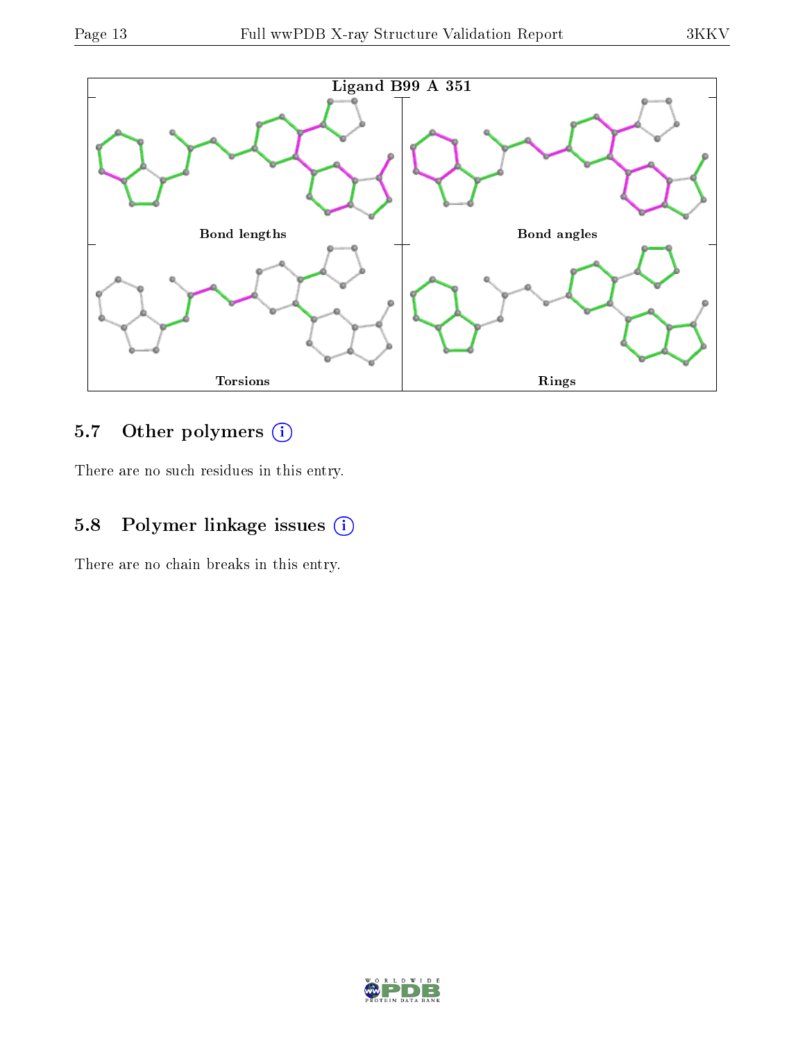Ligand B99 A 351

Bond lengths

Bond angles

Torsions

Rings

## 5.7 Other polymers (i)

There are no such residues in this entry.

## 5.8 Polymer linkage issues (i)

There are no chain breaks in this entry.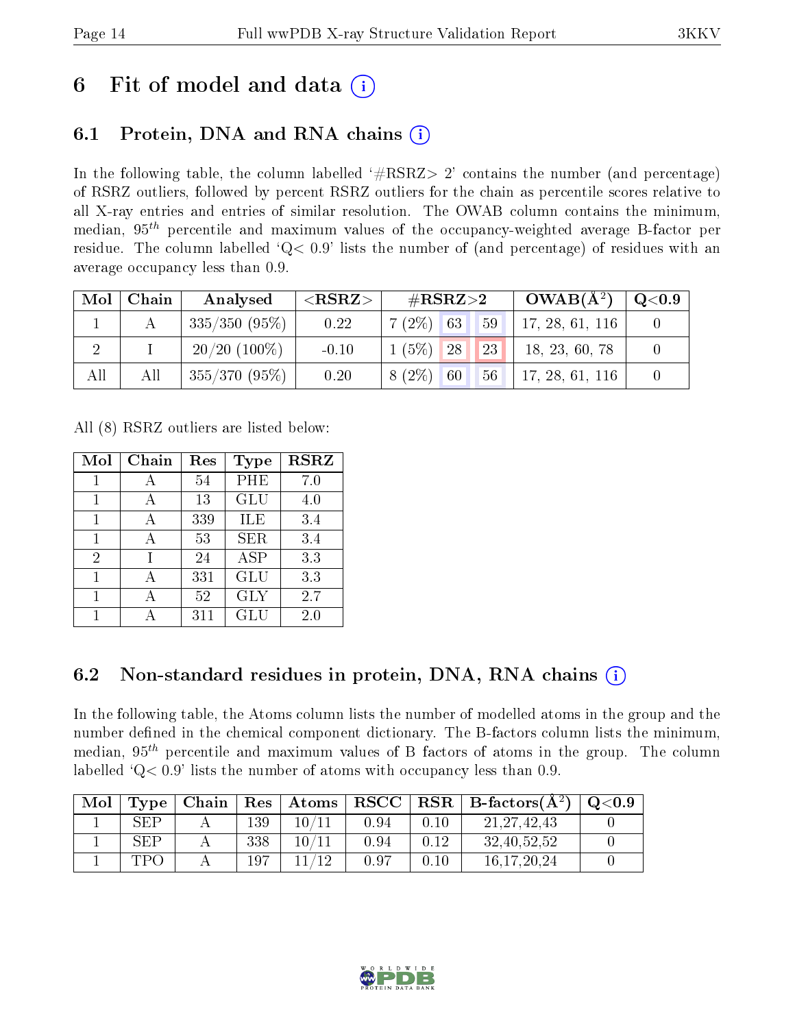# 6 Fit of model and data (i)

## 6.1 Protein, DNA and RNA chains (i)

In the following table, the column labelled '#RSRZ> 2' contains the number (and percentage) of RSRZ outliers, followed by percent RSRZ outliers for the chain as percentile scores relative to all X-ray entries and entries of similar resolution. The OWAB column contains the minimum, median, $95^{th}$ percentile and maximum values of the occupancy-weighted average B-factor per residue. The column labelled 'Q< 0.9' lists the number of (and percentage) of residues with an average occupancy less than 0.9.

| Mol | Chain | Analysed | <RSRZ> | #RSRZ>2 | | | OWAB(Å$^2$) | Q<0.9 |
|---|---|---|---|---|---|---|---|---|
| 1 | A | 335/350 (95%) | 0.22 | 7 (2%) | 63 | 59 | 17, 28, 61, 116 | 0 |
| 2 | I | 20/20 (100%) | -0.10 | 1 (5%) | 28 | 23 | 18, 23, 60, 78 | 0 |
| All | All | 355/370 (95%) | 0.20 | 8 (2%) | 60 | 56 | 17, 28, 61, 116 | 0 |

All (8) RSRZ outliers are listed below:

| Mol | Chain | Res | Type | RSRZ |
|---|---|---|---|---|
| 1 | A | 54 | PHE | 7.0 |
| 1 | A | 13 | GLU | 4.0 |
| 1 | A | 339 | ILE | 3.4 |
| 1 | A | 53 | SER | 3.4 |
| 2 | I | 24 | ASP | 3.3 |
| 1 | A | 331 | GLU | 3.3 |
| 1 | A | 52 | GLY | 2.7 |
| 1 | A | 311 | GLU | 2.0 |

## 6.2 Non-standard residues in protein, DNA, RNA chains (i)

In the following table, the Atoms column lists the number of modelled atoms in the group and the number defined in the chemical component dictionary. The B-factors column lists the minimum, median, $95^{th}$ percentile and maximum values of B factors of atoms in the group. The column labelled 'Q< 0.9' lists the number of atoms with occupancy less than 0.9.

| Mol | Type | Chain | Res | Atoms | RSCC | RSR | B-factors(Å$^2$) | Q<0.9 |
|---|---|---|---|---|---|---|---|---|
| 1 | SEP | A | 139 | 10/11 | 0.94 | 0.10 | 21,27,42,43 | 0 |
| 1 | SEP | A | 338 | 10/11 | 0.94 | 0.12 | 32,40,52,52 | 0 |
| 1 | TPO | A | 197 | 11/12 | 0.97 | 0.10 | 16,17,20,24 | 0 |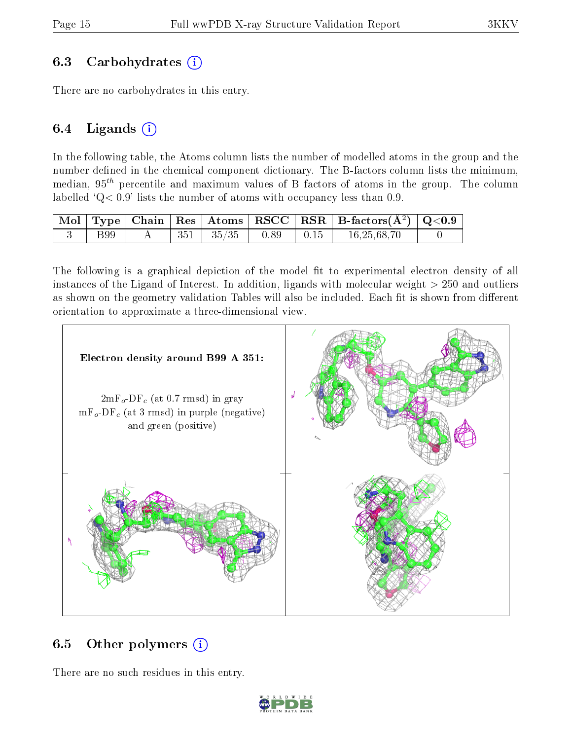### 6.3 Carbohydrates

There are no carbohydrates in this entry.

### 6.4 Ligands

In the following table, the Atoms column lists the number of modelled atoms in the group and the number defined in the chemical component dictionary. The B-factors column lists the minimum, median, $95^{th}$ percentile and maximum values of B factors of atoms in the group. The column labelled 'Q< 0.9' lists the number of atoms with occupancy less than 0.9.

| Mol | Type | Chain | Res | Atoms | RSCC | RSR | B-factors($Å^2$) | Q<0.9 |
|---|---|---|---|---|---|---|---|---|
| 3 | B99 | A | 351 | 35/35 | 0.89 | 0.15 | 16,25,68,70 | 0 |

The following is a graphical depiction of the model fit to experimental electron density of all instances of the Ligand of Interest. In addition, ligands with molecular weight > 250 and outliers as shown on the geometry validation Tables will also be included. Each fit is shown from different orientation to approximate a three-dimensional view.

Electron density around B99 A 351:

$2mF_o$-$DF_c$ (at 0.7 rmsd) in gray
$mF_o$-$DF_c$ (at 3 rmsd) in purple (negative) and green (positive)

### 6.5 Other polymers

There are no such residues in this entry.